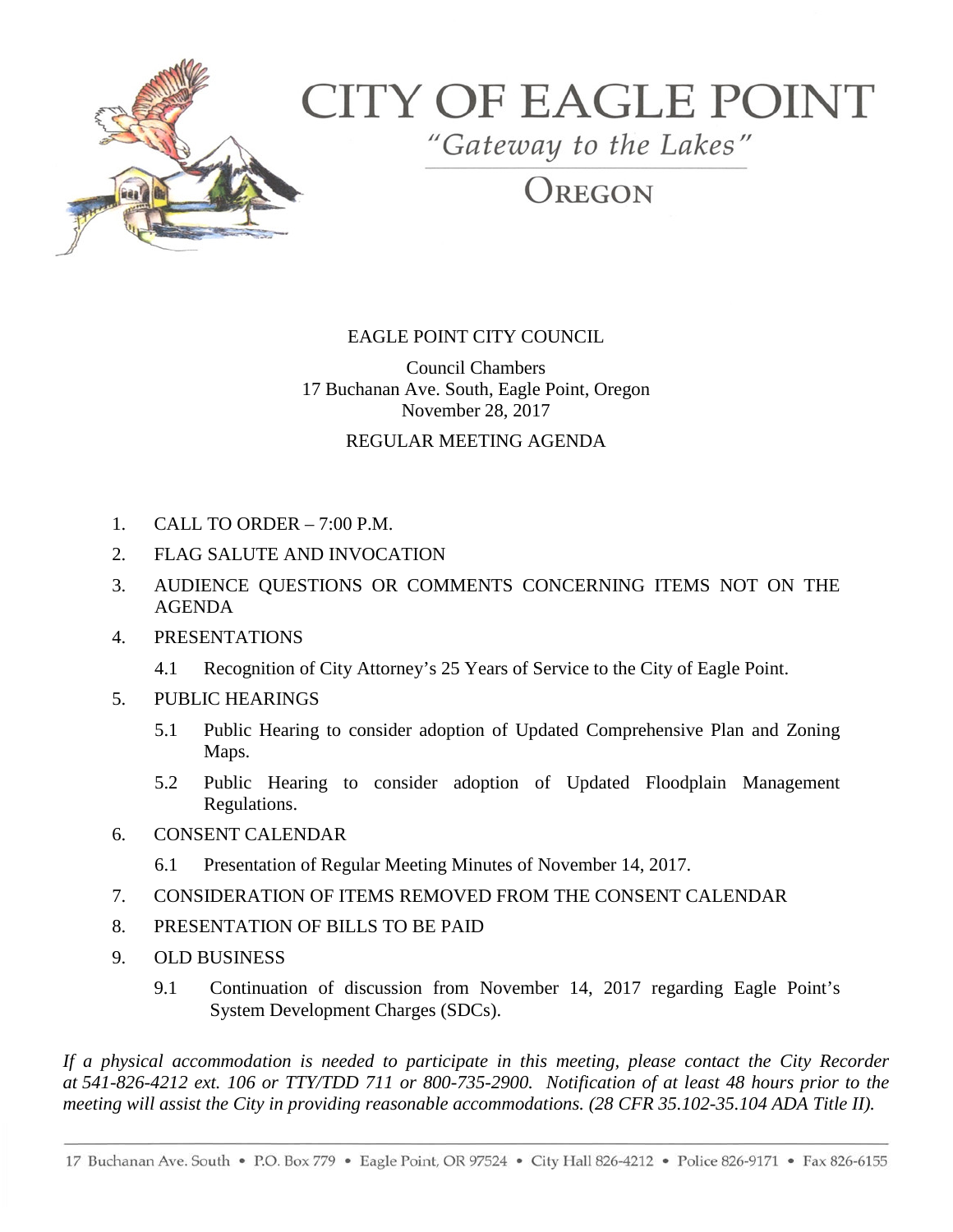# CITY OF EAGLE POINT

*"Gateway to the Lakes"*

OREGON

EAGLE POINT CITY COUNCIL

Council Chambers
17 Buchanan Ave. South, Eagle Point, Oregon
November 28, 2017

REGULAR MEETING AGENDA

1. CALL TO ORDER – 7:00 P.M.
2. FLAG SALUTE AND INVOCATION
3. AUDIENCE QUESTIONS OR COMMENTS CONCERNING ITEMS NOT ON THE AGENDA
4. PRESENTATIONS
   - 4.1 Recognition of City Attorney's 25 Years of Service to the City of Eagle Point.
5. PUBLIC HEARINGS
   - 5.1 Public Hearing to consider adoption of Updated Comprehensive Plan and Zoning Maps.
   - 5.2 Public Hearing to consider adoption of Updated Floodplain Management Regulations.
6. CONSENT CALENDAR
   - 6.1 Presentation of Regular Meeting Minutes of November 14, 2017.
7. CONSIDERATION OF ITEMS REMOVED FROM THE CONSENT CALENDAR
8. PRESENTATION OF BILLS TO BE PAID
9. OLD BUSINESS
   - 9.1 Continuation of discussion from November 14, 2017 regarding Eagle Point's System Development Charges (SDCs).

*If a physical accommodation is needed to participate in this meeting, please contact the City Recorder at 541-826-4212 ext. 106 or TTY/TDD 711 or 800-735-2900. Notification of at least 48 hours prior to the meeting will assist the City in providing reasonable accommodations. (28 CFR 35.102-35.104 ADA Title II).*

17 Buchanan Ave. South • P.O. Box 779 • Eagle Point, OR 97524 • City Hall 826-4212 • Police 826-9171 • Fax 826-6155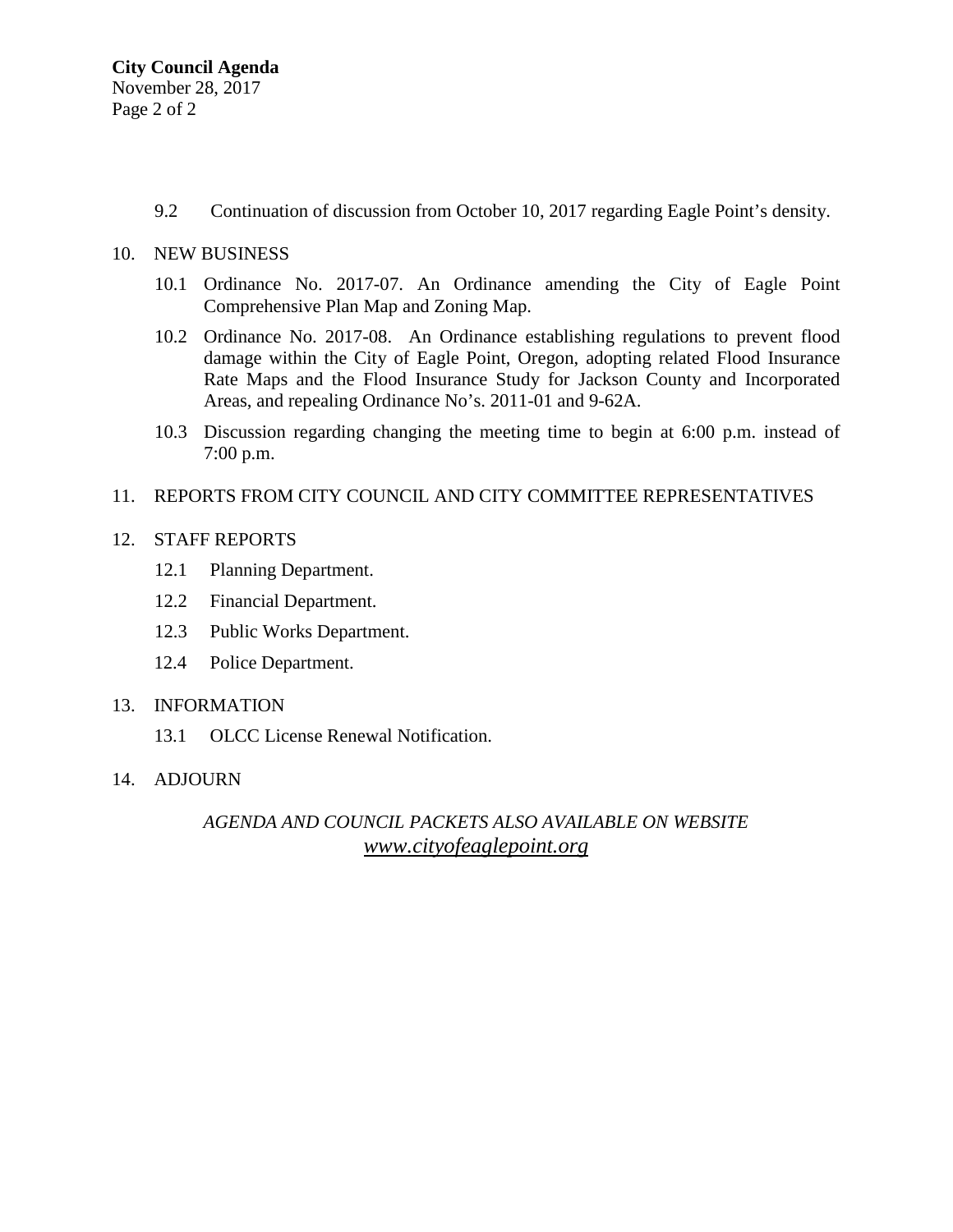9.2 Continuation of discussion from October 10, 2017 regarding Eagle Point's density.

10. NEW BUSINESS

    10.1 Ordinance No. 2017-07. An Ordinance amending the City of Eagle Point Comprehensive Plan Map and Zoning Map.

    10.2 Ordinance No. 2017-08. An Ordinance establishing regulations to prevent flood damage within the City of Eagle Point, Oregon, adopting related Flood Insurance Rate Maps and the Flood Insurance Study for Jackson County and Incorporated Areas, and repealing Ordinance No's. 2011-01 and 9-62A.

    10.3 Discussion regarding changing the meeting time to begin at 6:00 p.m. instead of 7:00 p.m.

11. REPORTS FROM CITY COUNCIL AND CITY COMMITTEE REPRESENTATIVES

12. STAFF REPORTS

    12.1 Planning Department.

    12.2 Financial Department.

    12.3 Public Works Department.

    12.4 Police Department.

13. INFORMATION

    13.1 OLCC License Renewal Notification.

14. ADJOURN

*AGENDA AND COUNCIL PACKETS ALSO AVAILABLE ON WEBSITE*
*www.cityofeaglepoint.org*